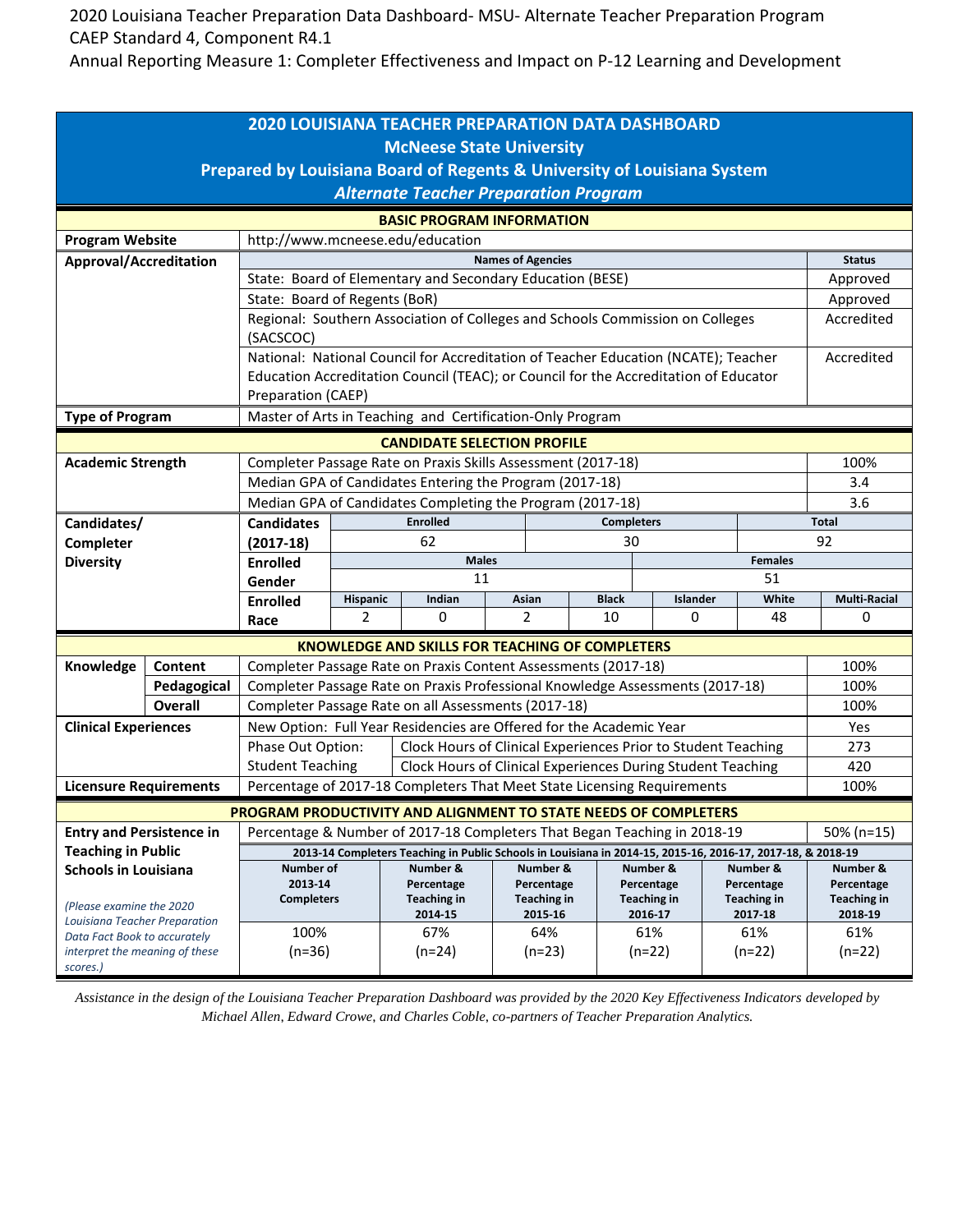2020 Louisiana Teacher Preparation Data Dashboard- MSU- Alternate Teacher Preparation Program
CAEP Standard 4, Component R4.1
Annual Reporting Measure 1: Completer Effectiveness and Impact on P-12 Learning and Development

# 2020 LOUISIANA TEACHER PREPARATION DATA DASHBOARD
## McNeese State University
## Prepared by Louisiana Board of Regents & University of Louisiana System
### *Alternate Teacher Preparation Program*

**BASIC PROGRAM INFORMATION**

| | | |
|---|---|---|
| **Program Website** | http://www.mcneese.edu/education | |
| **Approval/Accreditation** | **Names of Agencies** | **Status** |
| | State: Board of Elementary and Secondary Education (BESE) | Approved |
| | State: Board of Regents (BoR) | Approved |
| | Regional: Southern Association of Colleges and Schools Commission on Colleges (SACSCOC) | Accredited |
| | National: National Council for Accreditation of Teacher Education (NCATE); Teacher Education Accreditation Council (TEAC); or Council for the Accreditation of Educator Preparation (CAEP) | Accredited |
| **Type of Program** | Master of Arts in Teaching and Certification-Only Program | |

**CANDIDATE SELECTION PROFILE**

| | | |
|---|---|---|
| **Academic Strength** | Completer Passage Rate on Praxis Skills Assessment (2017-18) | 100% |
| | Median GPA of Candidates Entering the Program (2017-18) | 3.4 |
| | Median GPA of Candidates Completing the Program (2017-18) | 3.6 |

**Candidates/Completer Diversity**

| Candidates (2017-18) | Enrolled | Completers | Total |
|---|---|---|---|
| | 62 | 30 | 92 |

| Enrolled Gender | Males | Females |
|---|---|---|
| | 11 | 51 |

| Enrolled Race | Hispanic | Indian | Asian | Black | Islander | White | Multi-Racial |
|---|---|---|---|---|---|---|---|
| | 2 | 0 | 2 | 10 | 0 | 48 | 0 |

**KNOWLEDGE AND SKILLS FOR TEACHING OF COMPLETERS**

| | | | |
|---|---|---|---|
| **Knowledge** | **Content** | Completer Passage Rate on Praxis Content Assessments (2017-18) | 100% |
| | **Pedagogical** | Completer Passage Rate on Praxis Professional Knowledge Assessments (2017-18) | 100% |
| | **Overall** | Completer Passage Rate on all Assessments (2017-18) | 100% |
| **Clinical Experiences** | | New Option: Full Year Residencies are Offered for the Academic Year | Yes |
| | Phase Out Option: Student Teaching | Clock Hours of Clinical Experiences Prior to Student Teaching | 273 |
| | | Clock Hours of Clinical Experiences During Student Teaching | 420 |
| **Licensure Requirements** | | Percentage of 2017-18 Completers That Meet State Licensing Requirements | 100% |

**PROGRAM PRODUCTIVITY AND ALIGNMENT TO STATE NEEDS OF COMPLETERS**

**Entry and Persistence in Teaching in Public Schools in Louisiana**

*(Please examine the 2020 Louisiana Teacher Preparation Data Fact Book to accurately interpret the meaning of these scores.)*

Percentage & Number of 2017-18 Completers That Began Teaching in 2018-19: 50% (n=15)

2013-14 Completers Teaching in Public Schools in Louisiana in 2014-15, 2015-16, 2016-17, 2017-18, & 2018-19

| Number of 2013-14 Completers | Number & Percentage Teaching in 2014-15 | Number & Percentage Teaching in 2015-16 | Number & Percentage Teaching in 2016-17 | Number & Percentage Teaching in 2017-18 | Number & Percentage Teaching in 2018-19 |
|---|---|---|---|---|---|
| 100% (n=36) | 67% (n=24) | 64% (n=23) | 61% (n=22) | 61% (n=22) | 61% (n=22) |

*Assistance in the design of the Louisiana Teacher Preparation Dashboard was provided by the 2020 Key Effectiveness Indicators developed by Michael Allen, Edward Crowe, and Charles Coble, co-partners of Teacher Preparation Analytics.*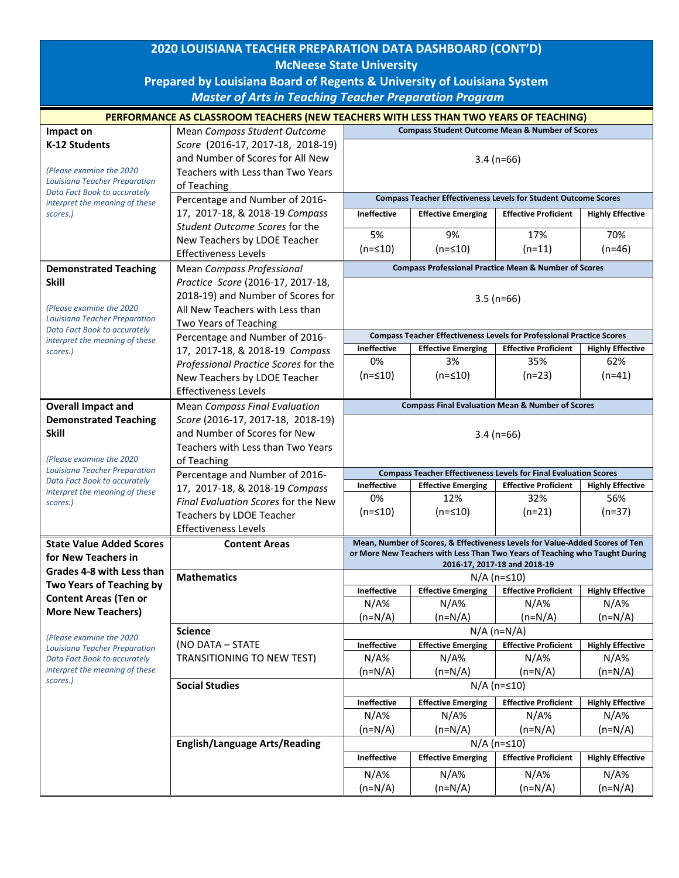# 2020 LOUISIANA TEACHER PREPARATION DATA DASHBOARD (CONT'D)

## McNeese State University

### Prepared by Louisiana Board of Regents & University of Louisiana System

### *Master of Arts in Teaching Teacher Preparation Program*

**PERFORMANCE AS CLASSROOM TEACHERS (NEW TEACHERS WITH LESS THAN TWO YEARS OF TEACHING)**

| | | | | | |
|---|---|---|---|---|---|
| **Impact on K-12 Students** *(Please examine the 2020 Louisiana Teacher Preparation Data Fact Book to accurately interpret the meaning of these scores.)* | Mean *Compass Student Outcome Score* (2016-17, 2017-18, 2018-19) and Number of Scores for All New Teachers with Less than Two Years of Teaching | **Compass Student Outcome Mean & Number of Scores** | | | |
| | | 3.4 (n=66) | | | |
| | Percentage and Number of 2016-17, 2017-18, & 2018-19 *Compass Student Outcome Scores* for the New Teachers by LDOE Teacher Effectiveness Levels | **Compass Teacher Effectiveness Levels for Student Outcome Scores** | | | |
| | | **Ineffective** | **Effective Emerging** | **Effective Proficient** | **Highly Effective** |
| | | 5% (n=≤10) | 9% (n=≤10) | 17% (n=11) | 70% (n=46) |
| **Demonstrated Teaching Skill** *(Please examine the 2020 Louisiana Teacher Preparation Data Fact Book to accurately interpret the meaning of these scores.)* | Mean *Compass Professional Practice Score* (2016-17, 2017-18, 2018-19) and Number of Scores for All New Teachers with Less than Two Years of Teaching | **Compass Professional Practice Mean & Number of Scores** | | | |
| | | 3.5 (n=66) | | | |
| | Percentage and Number of 2016-17, 2017-18, & 2018-19 *Compass Professional Practice Scores* for the New Teachers by LDOE Teacher Effectiveness Levels | **Compass Teacher Effectiveness Levels for Professional Practice Scores** | | | |
| | | **Ineffective** | **Effective Emerging** | **Effective Proficient** | **Highly Effective** |
| | | 0% (n=≤10) | 3% (n=≤10) | 35% (n=23) | 62% (n=41) |
| **Overall Impact and Demonstrated Teaching Skill** *(Please examine the 2020 Louisiana Teacher Preparation Data Fact Book to accurately interpret the meaning of these scores.)* | Mean *Compass Final Evaluation Score* (2016-17, 2017-18, 2018-19) and Number of Scores for New Teachers with Less than Two Years of Teaching | **Compass Final Evaluation Mean & Number of Scores** | | | |
| | | 3.4 (n=66) | | | |
| | Percentage and Number of 2016-17, 2017-18, & 2018-19 *Compass Final Evaluation Scores* for the New Teachers by LDOE Teacher Effectiveness Levels | **Compass Teacher Effectiveness Levels for Final Evaluation Scores** | | | |
| | | **Ineffective** | **Effective Emerging** | **Effective Proficient** | **Highly Effective** |
| | | 0% (n=≤10) | 12% (n=≤10) | 32% (n=21) | 56% (n=37) |
| **State Value Added Scores for New Teachers in Grades 4-8 with Less than Two Years of Teaching by Content Areas (Ten or More New Teachers)** *(Please examine the 2020 Louisiana Teacher Preparation Data Fact Book to accurately interpret the meaning of these scores.)* | **Content Areas** | **Mean, Number of Scores, & Effectiveness Levels for Value-Added Scores of Ten or More New Teachers with Less Than Two Years of Teaching who Taught During 2016-17, 2017-18 and 2018-19** | | | |
| | **Mathematics** | N/A (n=≤10) | | | |
| | | **Ineffective** | **Effective Emerging** | **Effective Proficient** | **Highly Effective** |
| | | N/A% (n=N/A) | N/A% (n=N/A) | N/A% (n=N/A) | N/A% (n=N/A) |
| | **Science** (NO DATA – STATE TRANSITIONING TO NEW TEST) | N/A (n=N/A) | | | |
| | | **Ineffective** | **Effective Emerging** | **Effective Proficient** | **Highly Effective** |
| | | N/A% (n=N/A) | N/A% (n=N/A) | N/A% (n=N/A) | N/A% (n=N/A) |
| | **Social Studies** | N/A (n=≤10) | | | |
| | | **Ineffective** | **Effective Emerging** | **Effective Proficient** | **Highly Effective** |
| | | N/A% (n=N/A) | N/A% (n=N/A) | N/A% (n=N/A) | N/A% (n=N/A) |
| | **English/Language Arts/Reading** | N/A (n=≤10) | | | |
| | | **Ineffective** | **Effective Emerging** | **Effective Proficient** | **Highly Effective** |
| | | N/A% (n=N/A) | N/A% (n=N/A) | N/A% (n=N/A) | N/A% (n=N/A) |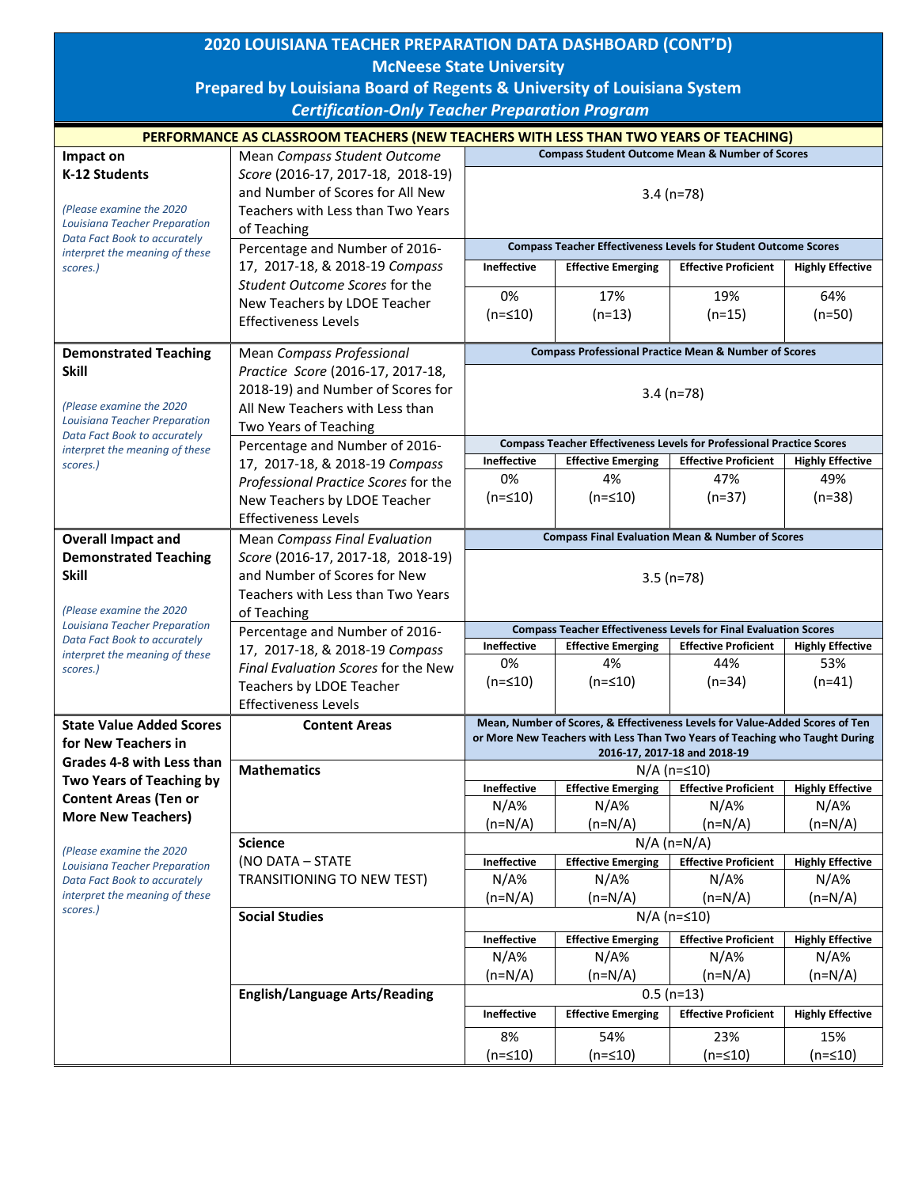# 2020 LOUISIANA TEACHER PREPARATION DATA DASHBOARD (CONT'D)

## McNeese State University

## Prepared by Louisiana Board of Regents & University of Louisiana System

## *Certification-Only Teacher Preparation Program*

**PERFORMANCE AS CLASSROOM TEACHERS (NEW TEACHERS WITH LESS THAN TWO YEARS OF TEACHING)**

| | | | | | |
|---|---|---|---|---|---|
| **Impact on K-12 Students** *(Please examine the 2020 Louisiana Teacher Preparation Data Fact Book to accurately interpret the meaning of these scores.)* | Mean *Compass Student Outcome Score* (2016-17, 2017-18, 2018-19) and Number of Scores for All New Teachers with Less than Two Years of Teaching | **Compass Student Outcome Mean & Number of Scores** | | | |
| | | 3.4 (n=78) | | | |
| | Percentage and Number of 2016-17, 2017-18, & 2018-19 *Compass Student Outcome Scores* for the New Teachers by LDOE Teacher Effectiveness Levels | **Compass Teacher Effectiveness Levels for Student Outcome Scores** | | | |
| | | **Ineffective** | **Effective Emerging** | **Effective Proficient** | **Highly Effective** |
| | | 0% (n=≤10) | 17% (n=13) | 19% (n=15) | 64% (n=50) |
| **Demonstrated Teaching Skill** *(Please examine the 2020 Louisiana Teacher Preparation Data Fact Book to accurately interpret the meaning of these scores.)* | Mean *Compass Professional Practice Score* (2016-17, 2017-18, 2018-19) and Number of Scores for All New Teachers with Less than Two Years of Teaching | **Compass Professional Practice Mean & Number of Scores** | | | |
| | | 3.4 (n=78) | | | |
| | Percentage and Number of 2016-17, 2017-18, & 2018-19 *Compass Professional Practice Scores* for the New Teachers by LDOE Teacher Effectiveness Levels | **Compass Teacher Effectiveness Levels for Professional Practice Scores** | | | |
| | | **Ineffective** | **Effective Emerging** | **Effective Proficient** | **Highly Effective** |
| | | 0% (n=≤10) | 4% (n=≤10) | 47% (n=37) | 49% (n=38) |
| **Overall Impact and Demonstrated Teaching Skill** *(Please examine the 2020 Louisiana Teacher Preparation Data Fact Book to accurately interpret the meaning of these scores.)* | Mean *Compass Final Evaluation Score* (2016-17, 2017-18, 2018-19) and Number of Scores for New Teachers with Less than Two Years of Teaching | **Compass Final Evaluation Mean & Number of Scores** | | | |
| | | 3.5 (n=78) | | | |
| | Percentage and Number of 2016-17, 2017-18, & 2018-19 *Compass Final Evaluation Scores* for the New Teachers by LDOE Teacher Effectiveness Levels | **Compass Teacher Effectiveness Levels for Final Evaluation Scores** | | | |
| | | **Ineffective** | **Effective Emerging** | **Effective Proficient** | **Highly Effective** |
| | | 0% (n=≤10) | 4% (n=≤10) | 44% (n=34) | 53% (n=41) |
| **State Value Added Scores for New Teachers in Grades 4-8 with Less than Two Years of Teaching by Content Areas (Ten or More New Teachers)** *(Please examine the 2020 Louisiana Teacher Preparation Data Fact Book to accurately interpret the meaning of these scores.)* | **Content Areas** | **Mean, Number of Scores, & Effectiveness Levels for Value-Added Scores of Ten or More New Teachers with Less Than Two Years of Teaching who Taught During 2016-17, 2017-18 and 2018-19** | | | |
| | **Mathematics** | N/A (n=≤10) | | | |
| | | **Ineffective** | **Effective Emerging** | **Effective Proficient** | **Highly Effective** |
| | | N/A% (n=N/A) | N/A% (n=N/A) | N/A% (n=N/A) | N/A% (n=N/A) |
| | **Science** (NO DATA – STATE TRANSITIONING TO NEW TEST) | N/A (n=N/A) | | | |
| | | **Ineffective** | **Effective Emerging** | **Effective Proficient** | **Highly Effective** |
| | | N/A% (n=N/A) | N/A% (n=N/A) | N/A% (n=N/A) | N/A% (n=N/A) |
| | **Social Studies** | N/A (n=≤10) | | | |
| | | **Ineffective** | **Effective Emerging** | **Effective Proficient** | **Highly Effective** |
| | | N/A% (n=N/A) | N/A% (n=N/A) | N/A% (n=N/A) | N/A% (n=N/A) |
| | **English/Language Arts/Reading** | 0.5 (n=13) | | | |
| | | **Ineffective** | **Effective Emerging** | **Effective Proficient** | **Highly Effective** |
| | | 8% (n=≤10) | 54% (n=≤10) | 23% (n=≤10) | 15% (n=≤10) |